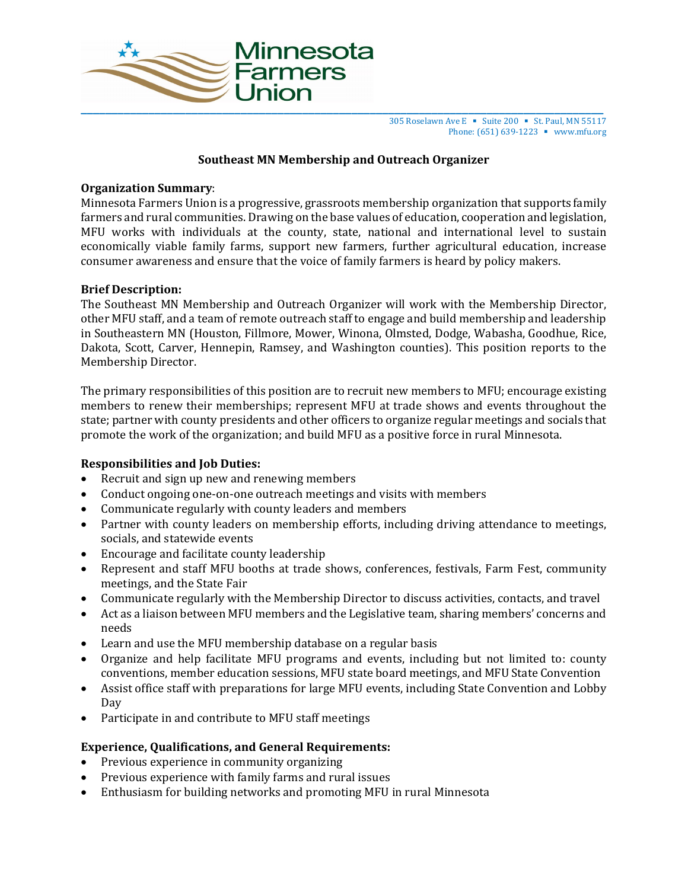Minnesota Farmers Union

305 Roselawn Ave E ▪ Suite 200 ▪ St. Paul, MN 55117
Phone: (651) 639-1223 ▪ www.mfu.org

# Southeast MN Membership and Outreach Organizer

**Organization Summary**:
Minnesota Farmers Union is a progressive, grassroots membership organization that supports family farmers and rural communities. Drawing on the base values of education, cooperation and legislation, MFU works with individuals at the county, state, national and international level to sustain economically viable family farms, support new farmers, further agricultural education, increase consumer awareness and ensure that the voice of family farmers is heard by policy makers.

**Brief Description:**
The Southeast MN Membership and Outreach Organizer will work with the Membership Director, other MFU staff, and a team of remote outreach staff to engage and build membership and leadership in Southeastern MN (Houston, Fillmore, Mower, Winona, Olmsted, Dodge, Wabasha, Goodhue, Rice, Dakota, Scott, Carver, Hennepin, Ramsey, and Washington counties). This position reports to the Membership Director.

The primary responsibilities of this position are to recruit new members to MFU; encourage existing members to renew their memberships; represent MFU at trade shows and events throughout the state; partner with county presidents and other officers to organize regular meetings and socials that promote the work of the organization; and build MFU as a positive force in rural Minnesota.

**Responsibilities and Job Duties:**

- Recruit and sign up new and renewing members
- Conduct ongoing one-on-one outreach meetings and visits with members
- Communicate regularly with county leaders and members
- Partner with county leaders on membership efforts, including driving attendance to meetings, socials, and statewide events
- Encourage and facilitate county leadership
- Represent and staff MFU booths at trade shows, conferences, festivals, Farm Fest, community meetings, and the State Fair
- Communicate regularly with the Membership Director to discuss activities, contacts, and travel
- Act as a liaison between MFU members and the Legislative team, sharing members' concerns and needs
- Learn and use the MFU membership database on a regular basis
- Organize and help facilitate MFU programs and events, including but not limited to: county conventions, member education sessions, MFU state board meetings, and MFU State Convention
- Assist office staff with preparations for large MFU events, including State Convention and Lobby Day
- Participate in and contribute to MFU staff meetings

**Experience, Qualifications, and General Requirements:**

- Previous experience in community organizing
- Previous experience with family farms and rural issues
- Enthusiasm for building networks and promoting MFU in rural Minnesota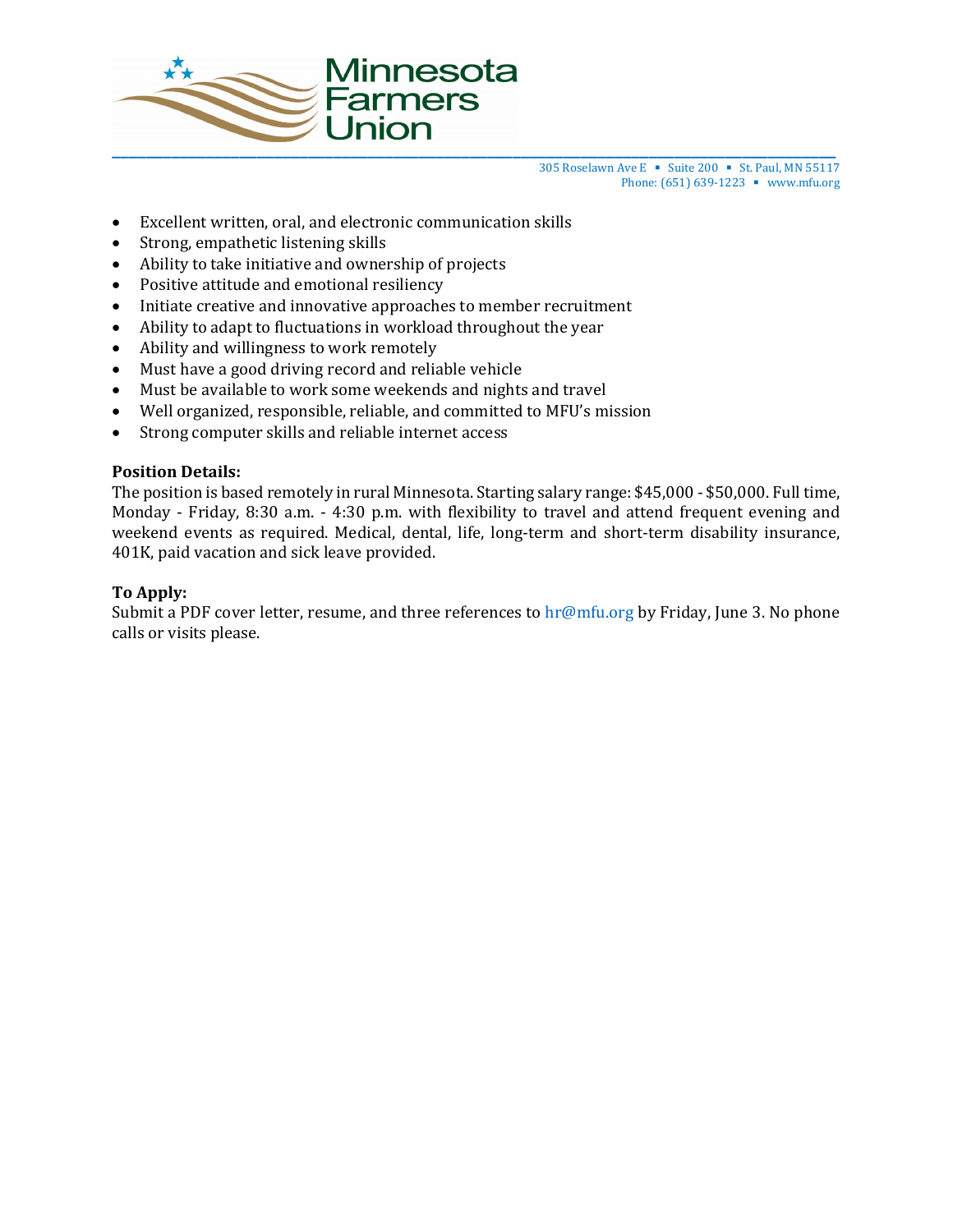- Excellent written, oral, and electronic communication skills
- Strong, empathetic listening skills
- Ability to take initiative and ownership of projects
- Positive attitude and emotional resiliency
- Initiate creative and innovative approaches to member recruitment
- Ability to adapt to fluctuations in workload throughout the year
- Ability and willingness to work remotely
- Must have a good driving record and reliable vehicle
- Must be available to work some weekends and nights and travel
- Well organized, responsible, reliable, and committed to MFU's mission
- Strong computer skills and reliable internet access

**Position Details:**
The position is based remotely in rural Minnesota. Starting salary range: $45,000 - $50,000. Full time, Monday - Friday, 8:30 a.m. - 4:30 p.m. with flexibility to travel and attend frequent evening and weekend events as required. Medical, dental, life, long-term and short-term disability insurance, 401K, paid vacation and sick leave provided.

**To Apply:**
Submit a PDF cover letter, resume, and three references to hr@mfu.org by Friday, June 3. No phone calls or visits please.